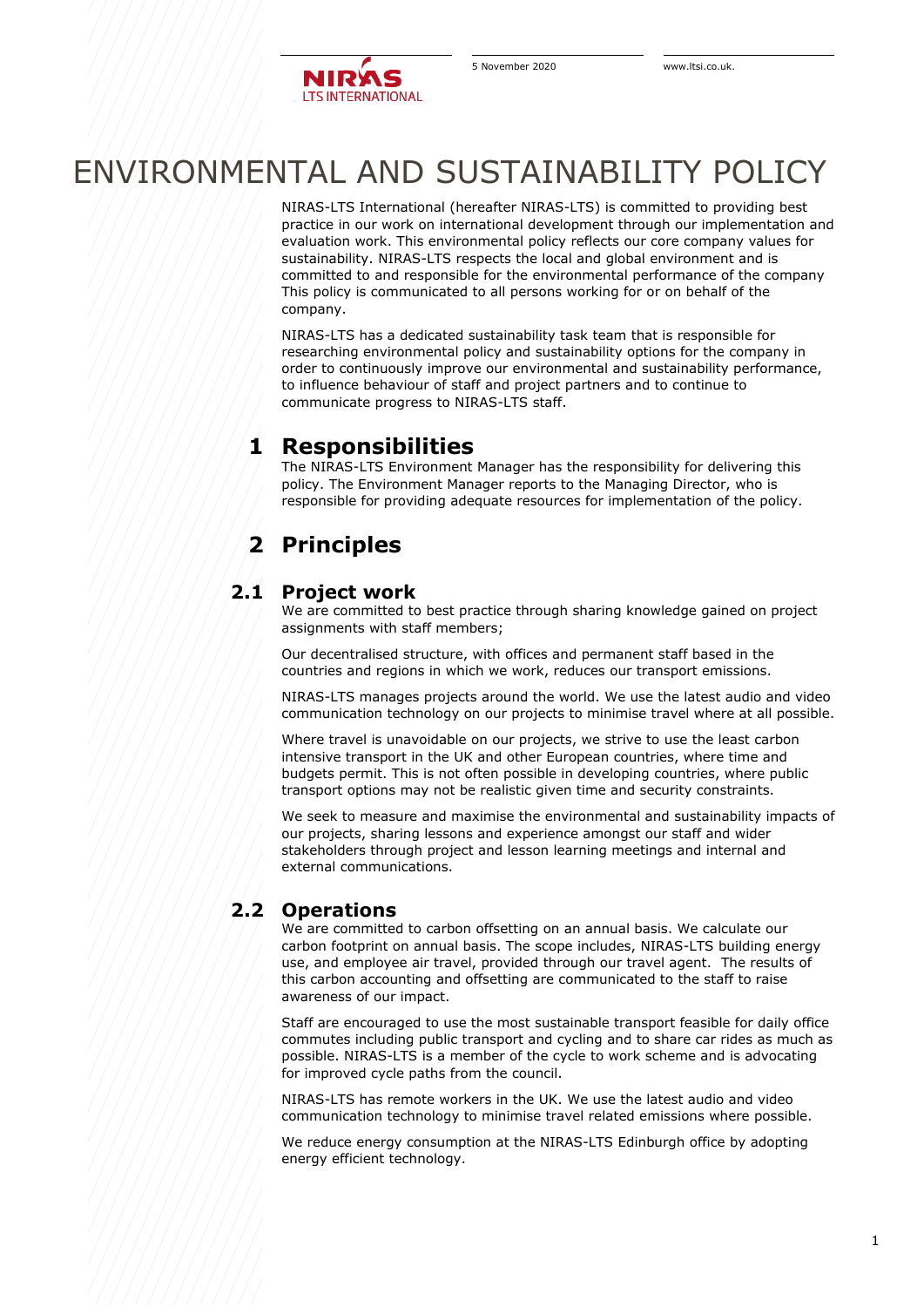# ENVIRONMENTAL AND SUSTAINABILITY POLICY

NIRAS-LTS International (hereafter NIRAS-LTS) is committed to providing best practice in our work on international development through our implementation and evaluation work. This environmental policy reflects our core company values for sustainability. NIRAS-LTS respects the local and global environment and is committed to and responsible for the environmental performance of the company This policy is communicated to all persons working for or on behalf of the company.

NIRAS-LTS has a dedicated sustainability task team that is responsible for researching environmental policy and sustainability options for the company in order to continuously improve our environmental and sustainability performance, to influence behaviour of staff and project partners and to continue to communicate progress to NIRAS-LTS staff.

## 1 Responsibilities

The NIRAS-LTS Environment Manager has the responsibility for delivering this policy. The Environment Manager reports to the Managing Director, who is responsible for providing adequate resources for implementation of the policy.

## 2 Principles

### 2.1 Project work

We are committed to best practice through sharing knowledge gained on project assignments with staff members;

Our decentralised structure, with offices and permanent staff based in the countries and regions in which we work, reduces our transport emissions.

NIRAS-LTS manages projects around the world. We use the latest audio and video communication technology on our projects to minimise travel where at all possible.

Where travel is unavoidable on our projects, we strive to use the least carbon intensive transport in the UK and other European countries, where time and budgets permit. This is not often possible in developing countries, where public transport options may not be realistic given time and security constraints.

We seek to measure and maximise the environmental and sustainability impacts of our projects, sharing lessons and experience amongst our staff and wider stakeholders through project and lesson learning meetings and internal and external communications.

### 2.2 Operations

We are committed to carbon offsetting on an annual basis. We calculate our carbon footprint on annual basis. The scope includes, NIRAS-LTS building energy use, and employee air travel, provided through our travel agent. The results of this carbon accounting and offsetting are communicated to the staff to raise awareness of our impact.

Staff are encouraged to use the most sustainable transport feasible for daily office commutes including public transport and cycling and to share car rides as much as possible. NIRAS-LTS is a member of the cycle to work scheme and is advocating for improved cycle paths from the council.

NIRAS-LTS has remote workers in the UK. We use the latest audio and video communication technology to minimise travel related emissions where possible.

We reduce energy consumption at the NIRAS-LTS Edinburgh office by adopting energy efficient technology.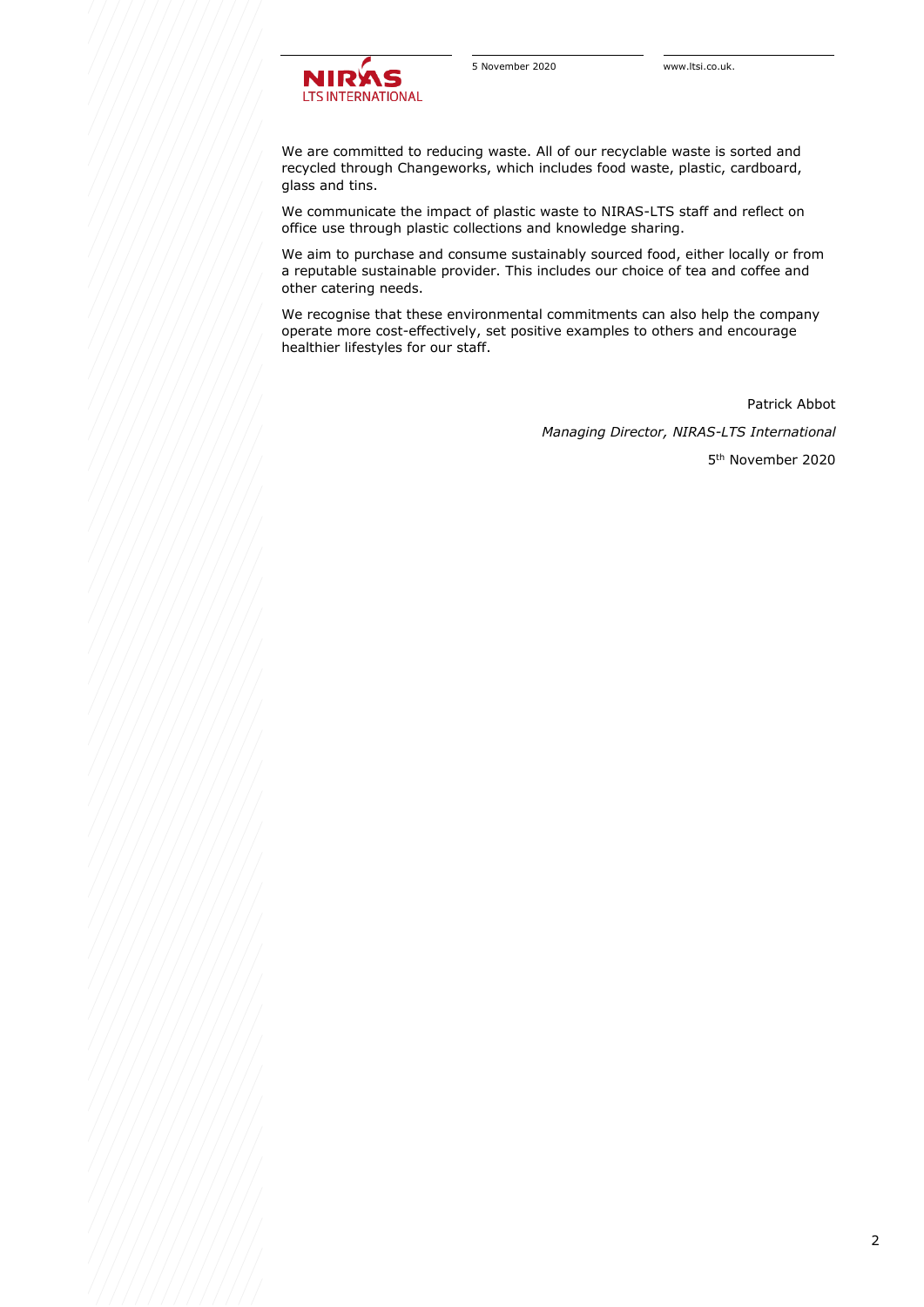We are committed to reducing waste. All of our recyclable waste is sorted and recycled through Changeworks, which includes food waste, plastic, cardboard, glass and tins.

We communicate the impact of plastic waste to NIRAS-LTS staff and reflect on office use through plastic collections and knowledge sharing.

We aim to purchase and consume sustainably sourced food, either locally or from a reputable sustainable provider. This includes our choice of tea and coffee and other catering needs.

We recognise that these environmental commitments can also help the company operate more cost-effectively, set positive examples to others and encourage healthier lifestyles for our staff.

Patrick Abbot

*Managing Director, NIRAS-LTS International*

5th November 2020